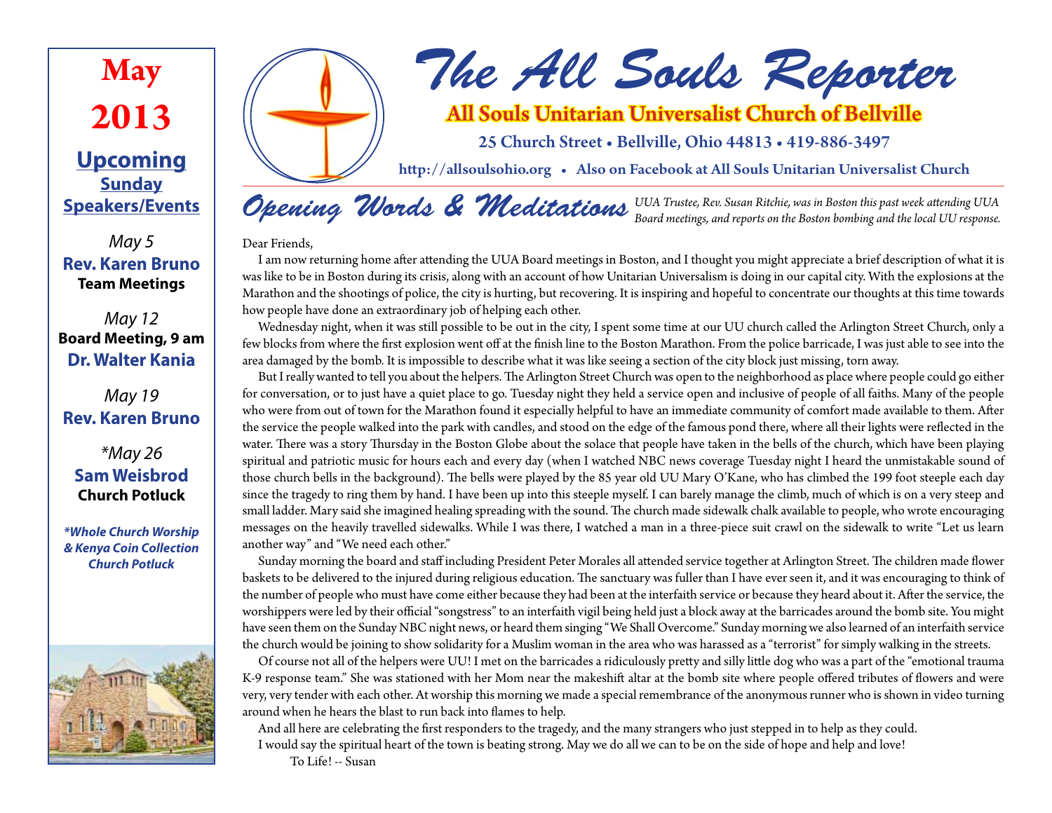# The All Souls Reporter

## All Souls Unitarian Universalist Church of Bellville

25 Church Street • Bellville, Ohio 44813 • 419-886-3497

http://allsoulsohio.org • Also on Facebook at All Souls Unitarian Universalist Church

**May 2013**

**Upcoming Sunday Speakers/Events**

*May 5*
**Rev. Karen Bruno**
**Team Meetings**

*May 12*
**Board Meeting, 9 am**
**Dr. Walter Kania**

*May 19*
**Rev. Karen Bruno**

*\*May 26*
**Sam Weisbrod**
**Church Potluck**

***\*Whole Church Worship & Kenya Coin Collection Church Potluck***

## Opening Words & Meditations

*UUA Trustee, Rev. Susan Ritchie, was in Boston this past week attending UUA Board meetings, and reports on the Boston bombing and the local UU response.*

Dear Friends,

I am now returning home after attending the UUA Board meetings in Boston, and I thought you might appreciate a brief description of what it is was like to be in Boston during its crisis, along with an account of how Unitarian Universalism is doing in our capital city. With the explosions at the Marathon and the shootings of police, the city is hurting, but recovering. It is inspiring and hopeful to concentrate our thoughts at this time towards how people have done an extraordinary job of helping each other.

Wednesday night, when it was still possible to be out in the city, I spent some time at our UU church called the Arlington Street Church, only a few blocks from where the first explosion went off at the finish line to the Boston Marathon. From the police barricade, I was just able to see into the area damaged by the bomb. It is impossible to describe what it was like seeing a section of the city block just missing, torn away.

But I really wanted to tell you about the helpers. The Arlington Street Church was open to the neighborhood as place where people could go either for conversation, or to just have a quiet place to go. Tuesday night they held a service open and inclusive of people of all faiths. Many of the people who were from out of town for the Marathon found it especially helpful to have an immediate community of comfort made available to them. After the service the people walked into the park with candles, and stood on the edge of the famous pond there, where all their lights were reflected in the water. There was a story Thursday in the Boston Globe about the solace that people have taken in the bells of the church, which have been playing spiritual and patriotic music for hours each and every day (when I watched NBC news coverage Tuesday night I heard the unmistakable sound of those church bells in the background). The bells were played by the 85 year old UU Mary O'Kane, who has climbed the 199 foot steeple each day since the tragedy to ring them by hand. I have been up into this steeple myself. I can barely manage the climb, much of which is on a very steep and small ladder. Mary said she imagined healing spreading with the sound. The church made sidewalk chalk available to people, who wrote encouraging messages on the heavily travelled sidewalks. While I was there, I watched a man in a three-piece suit crawl on the sidewalk to write "Let us learn another way" and "We need each other."

Sunday morning the board and staff including President Peter Morales all attended service together at Arlington Street. The children made flower baskets to be delivered to the injured during religious education. The sanctuary was fuller than I have ever seen it, and it was encouraging to think of the number of people who must have come either because they had been at the interfaith service or because they heard about it. After the service, the worshippers were led by their official "songstress" to an interfaith vigil being held just a block away at the barricades around the bomb site. You might have seen them on the Sunday NBC night news, or heard them singing "We Shall Overcome." Sunday morning we also learned of an interfaith service the church would be joining to show solidarity for a Muslim woman in the area who was harassed as a "terrorist" for simply walking in the streets.

Of course not all of the helpers were UU! I met on the barricades a ridiculously pretty and silly little dog who was a part of the "emotional trauma K-9 response team." She was stationed with her Mom near the makeshift altar at the bomb site where people offered tributes of flowers and were very, very tender with each other. At worship this morning we made a special remembrance of the anonymous runner who is shown in video turning around when he hears the blast to run back into flames to help.

And all here are celebrating the first responders to the tragedy, and the many strangers who just stepped in to help as they could.

I would say the spiritual heart of the town is beating strong. May we do all we can to be on the side of hope and help and love!

To Life! -- Susan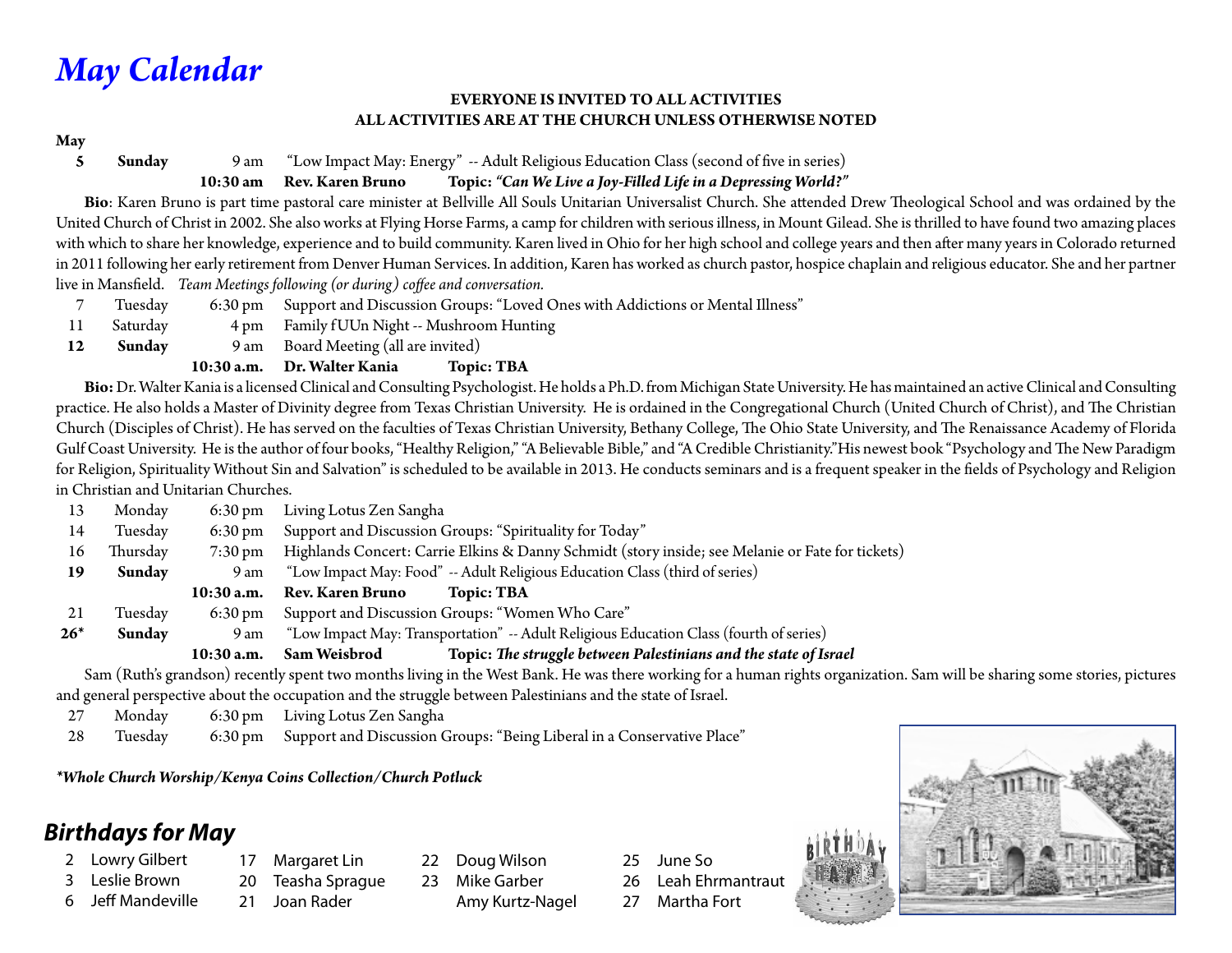# May Calendar

**EVERYONE IS INVITED TO ALL ACTIVITIES**
**ALL ACTIVITIES ARE AT THE CHURCH UNLESS OTHERWISE NOTED**

**May**

**5** **Sunday** 9 am "Low Impact May: Energy" -- Adult Religious Education Class (second of five in series)
**10:30 am** **Rev. Karen Bruno** **Topic: *"Can We Live a Joy-Filled Life in a Depressing World?"***

**Bio**: Karen Bruno is part time pastoral care minister at Bellville All Souls Unitarian Universalist Church. She attended Drew Theological School and was ordained by the United Church of Christ in 2002. She also works at Flying Horse Farms, a camp for children with serious illness, in Mount Gilead. She is thrilled to have found two amazing places with which to share her knowledge, experience and to build community. Karen lived in Ohio for her high school and college years and then after many years in Colorado returned in 2011 following her early retirement from Denver Human Services. In addition, Karen has worked as church pastor, hospice chaplain and religious educator. She and her partner live in Mansfield. *Team Meetings following (or during) coffee and conversation.*

7 Tuesday 6:30 pm Support and Discussion Groups: "Loved Ones with Addictions or Mental Illness"

11 Saturday 4 pm Family fUUn Night -- Mushroom Hunting

**12** **Sunday** 9 am Board Meeting (all are invited)
**10:30 a.m.** **Dr. Walter Kania** **Topic: TBA**

**Bio:** Dr. Walter Kania is a licensed Clinical and Consulting Psychologist. He holds a Ph.D. from Michigan State University. He has maintained an active Clinical and Consulting practice. He also holds a Master of Divinity degree from Texas Christian University. He is ordained in the Congregational Church (United Church of Christ), and The Christian Church (Disciples of Christ). He has served on the faculties of Texas Christian University, Bethany College, The Ohio State University, and The Renaissance Academy of Florida Gulf Coast University. He is the author of four books, "Healthy Religion," "A Believable Bible," and "A Credible Christianity." His newest book "Psychology and The New Paradigm for Religion, Spirituality Without Sin and Salvation" is scheduled to be available in 2013. He conducts seminars and is a frequent speaker in the fields of Psychology and Religion in Christian and Unitarian Churches.

13 Monday 6:30 pm Living Lotus Zen Sangha

14 Tuesday 6:30 pm Support and Discussion Groups: "Spirituality for Today"

16 Thursday 7:30 pm Highlands Concert: Carrie Elkins & Danny Schmidt (story inside; see Melanie or Fate for tickets)

**19** **Sunday** 9 am "Low Impact May: Food" -- Adult Religious Education Class (third of series)
**10:30 a.m.** **Rev. Karen Bruno** **Topic: TBA**

21 Tuesday 6:30 pm Support and Discussion Groups: "Women Who Care"

**26*** **Sunday** 9 am "Low Impact May: Transportation" -- Adult Religious Education Class (fourth of series)
**10:30 a.m.** **Sam Weisbrod** **Topic: *The struggle between Palestinians and the state of Israel***

Sam (Ruth's grandson) recently spent two months living in the West Bank. He was there working for a human rights organization. Sam will be sharing some stories, pictures and general perspective about the occupation and the struggle between Palestinians and the state of Israel.

27 Monday 6:30 pm Living Lotus Zen Sangha

28 Tuesday 6:30 pm Support and Discussion Groups: "Being Liberal in a Conservative Place"

***Whole Church Worship/Kenya Coins Collection/Church Potluck**

## Birthdays for May

- 2 Lowry Gilbert
- 3 Leslie Brown
- 6 Jeff Mandeville
- 17 Margaret Lin
- 20 Teasha Sprague
- 21 Joan Rader
- 22 Doug Wilson
- 23 Mike Garber
- 23 Amy Kurtz-Nagel
- 25 June So
- 26 Leah Ehrmantraut
- 27 Martha Fort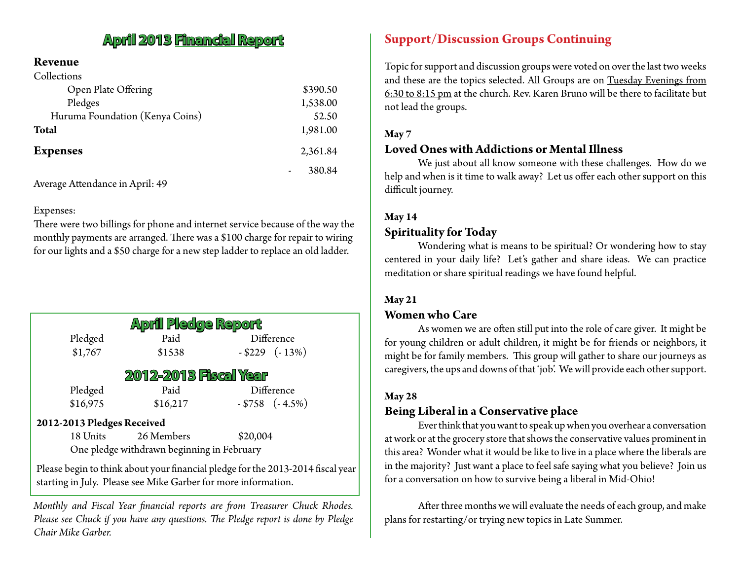## April 2013 Financial Report

**Revenue**

| Collections | |
|---|---|
| Open Plate Offering | $390.50 |
| Pledges | 1,538.00 |
| Huruma Foundation (Kenya Coins) | 52.50 |
| **Total** | 1,981.00 |
| **Expenses** | 2,361.84 |
| | - 380.84 |

Average Attendance in April: 49

Expenses:
There were two billings for phone and internet service because of the way the monthly payments are arranged. There was a $100 charge for repair to wiring for our lights and a $50 charge for a new step ladder to replace an old ladder.

## April Pledge Report

| Pledged | Paid | Difference |
|---|---|---|
| $1,767 | $1538 | - $229 (- 13%) |

## 2012-2013 Fiscal Year

| Pledged | Paid | Difference |
|---|---|---|
| $16,975 | $16,217 | - $758 (- 4.5%) |

**2012-2013 Pledges Received**

18 Units 26 Members $20,004

One pledge withdrawn beginning in February

Please begin to think about your financial pledge for the 2013-2014 fiscal year starting in July. Please see Mike Garber for more information.

*Monthly and Fiscal Year financial reports are from Treasurer Chuck Rhodes. Please see Chuck if you have any questions. The Pledge report is done by Pledge Chair Mike Garber.*

## Support/Discussion Groups Continuing

Topic for support and discussion groups were voted on over the last two weeks and these are the topics selected. All Groups are on Tuesday Evenings from 6:30 to 8:15 pm at the church. Rev. Karen Bruno will be there to facilitate but not lead the groups.

**May 7**

### Loved Ones with Addictions or Mental Illness

We just about all know someone with these challenges. How do we help and when is it time to walk away? Let us offer each other support on this difficult journey.

**May 14**

### Spirituality for Today

Wondering what is means to be spiritual? Or wondering how to stay centered in your daily life? Let's gather and share ideas. We can practice meditation or share spiritual readings we have found helpful.

**May 21**

### Women who Care

As women we are often still put into the role of care giver. It might be for young children or adult children, it might be for friends or neighbors, it might be for family members. This group will gather to share our journeys as caregivers, the ups and downs of that 'job'. We will provide each other support.

**May 28**

### Being Liberal in a Conservative place

Ever think that you want to speak up when you overhear a conversation at work or at the grocery store that shows the conservative values prominent in this area? Wonder what it would be like to live in a place where the liberals are in the majority? Just want a place to feel safe saying what you believe? Join us for a conversation on how to survive being a liberal in Mid-Ohio!

After three months we will evaluate the needs of each group, and make plans for restarting/or trying new topics in Late Summer.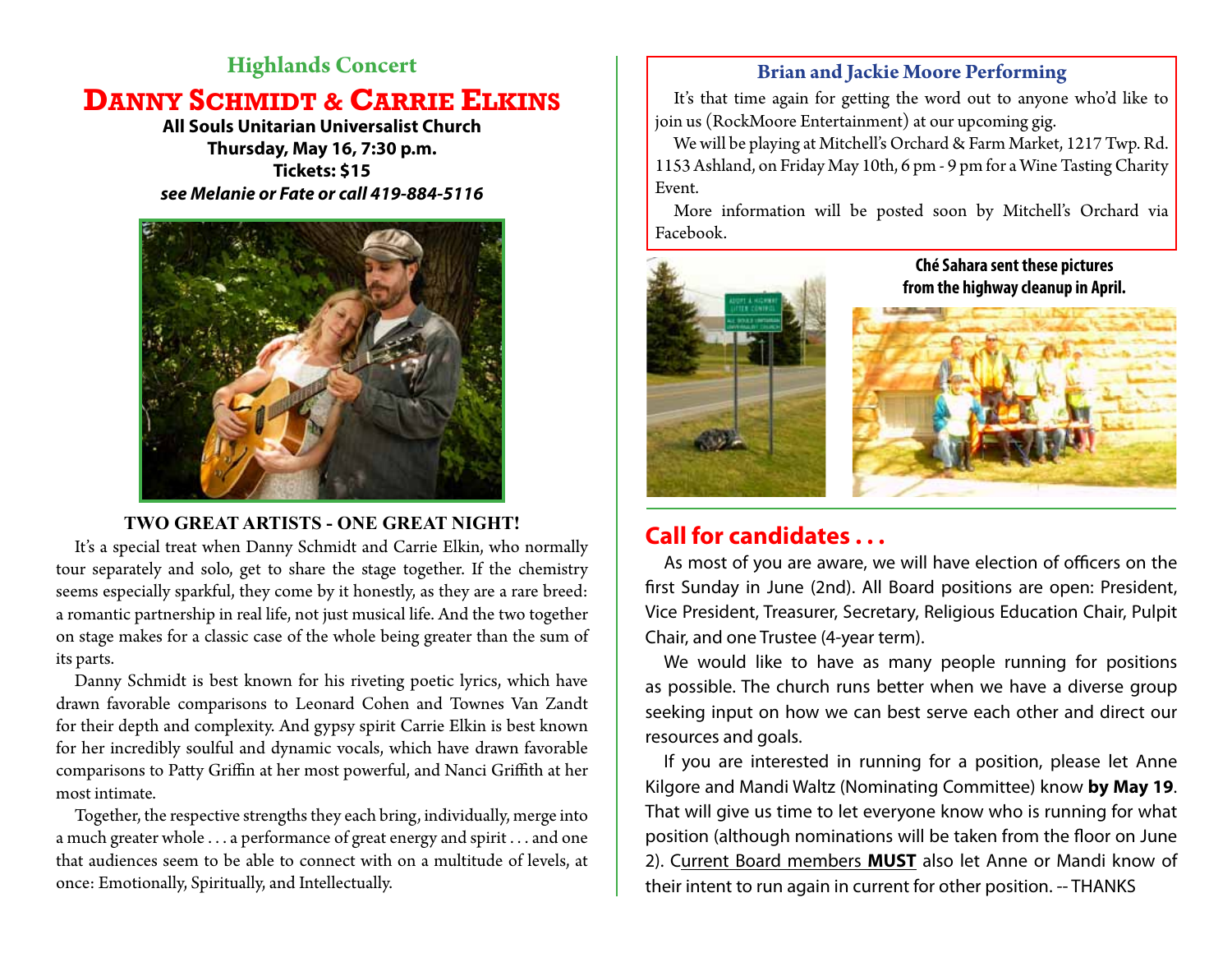## Highlands Concert

# DANNY SCHMIDT & CARRIE ELKINS

**All Souls Unitarian Universalist Church**
**Thursday, May 16, 7:30 p.m.**
**Tickets: $15**
***see Melanie or Fate or call 419-884-5116***

### TWO GREAT ARTISTS - ONE GREAT NIGHT!

It's a special treat when Danny Schmidt and Carrie Elkin, who normally tour separately and solo, get to share the stage together. If the chemistry seems especially sparkful, they come by it honestly, as they are a rare breed: a romantic partnership in real life, not just musical life. And the two together on stage makes for a classic case of the whole being greater than the sum of its parts.

Danny Schmidt is best known for his riveting poetic lyrics, which have drawn favorable comparisons to Leonard Cohen and Townes Van Zandt for their depth and complexity. And gypsy spirit Carrie Elkin is best known for her incredibly soulful and dynamic vocals, which have drawn favorable comparisons to Patty Griffin at her most powerful, and Nanci Griffith at her most intimate.

Together, the respective strengths they each bring, individually, merge into a much greater whole . . . a performance of great energy and spirit . . . and one that audiences seem to be able to connect with on a multitude of levels, at once: Emotionally, Spiritually, and Intellectually.

### Brian and Jackie Moore Performing

It's that time again for getting the word out to anyone who'd like to join us (RockMoore Entertainment) at our upcoming gig.

We will be playing at Mitchell's Orchard & Farm Market, 1217 Twp. Rd. 1153 Ashland, on Friday May 10th, 6 pm - 9 pm for a Wine Tasting Charity Event.

More information will be posted soon by Mitchell's Orchard via Facebook.

**Ché Sahara sent these pictures from the highway cleanup in April.**

## Call for candidates . . .

As most of you are aware, we will have election of officers on the first Sunday in June (2nd). All Board positions are open: President, Vice President, Treasurer, Secretary, Religious Education Chair, Pulpit Chair, and one Trustee (4-year term).

We would like to have as many people running for positions as possible. The church runs better when we have a diverse group seeking input on how we can best serve each other and direct our resources and goals.

If you are interested in running for a position, please let Anne Kilgore and Mandi Waltz (Nominating Committee) know **by May 19**. That will give us time to let everyone know who is running for what position (although nominations will be taken from the floor on June 2). Current Board members **MUST** also let Anne or Mandi know of their intent to run again in current for other position. -- THANKS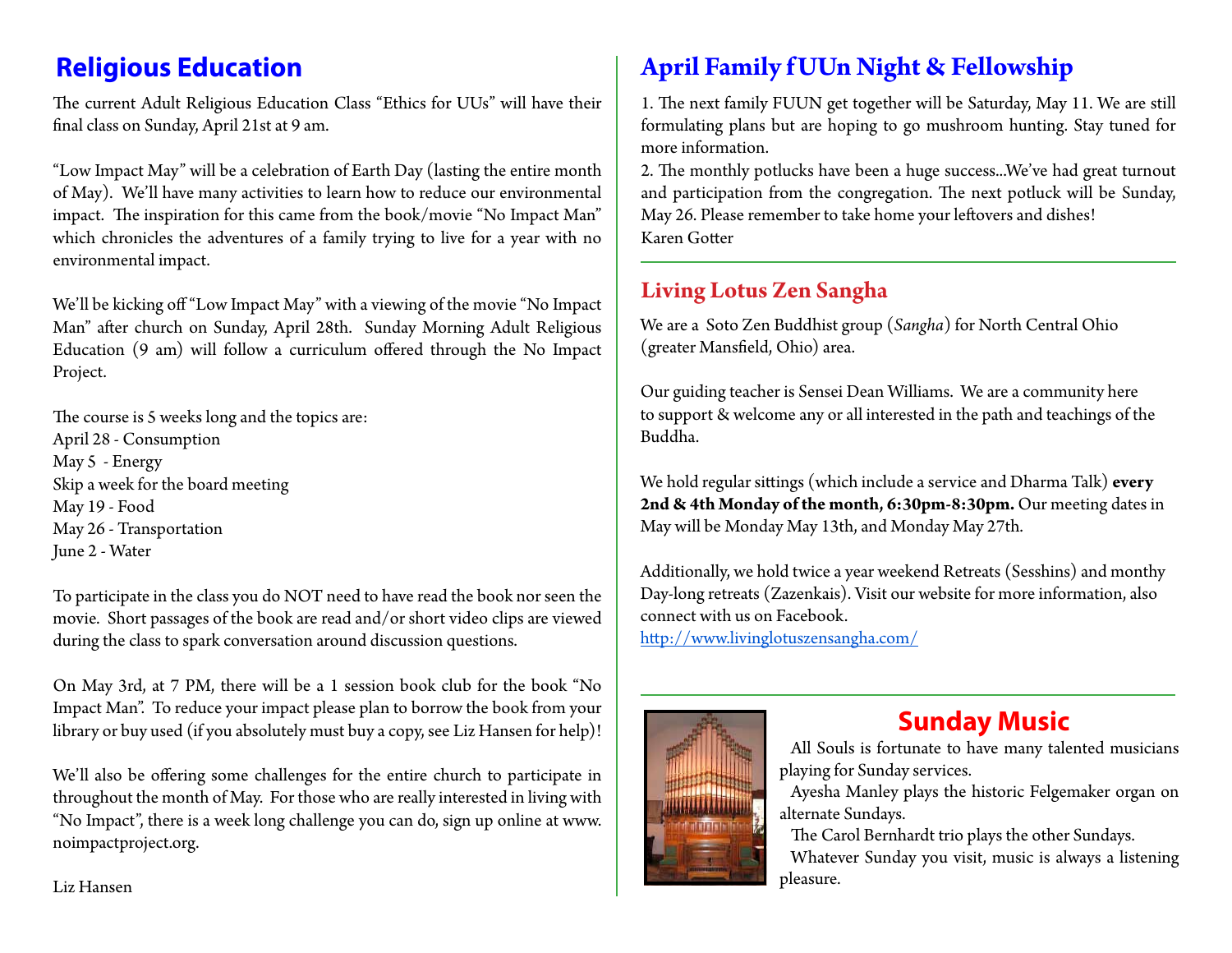## Religious Education

The current Adult Religious Education Class "Ethics for UUs" will have their final class on Sunday, April 21st at 9 am.

"Low Impact May" will be a celebration of Earth Day (lasting the entire month of May). We'll have many activities to learn how to reduce our environmental impact. The inspiration for this came from the book/movie "No Impact Man" which chronicles the adventures of a family trying to live for a year with no environmental impact.

We'll be kicking off "Low Impact May" with a viewing of the movie "No Impact Man" after church on Sunday, April 28th. Sunday Morning Adult Religious Education (9 am) will follow a curriculum offered through the No Impact Project.

The course is 5 weeks long and the topics are:
April 28 - Consumption
May 5 - Energy
Skip a week for the board meeting
May 19 - Food
May 26 - Transportation
June 2 - Water

To participate in the class you do NOT need to have read the book nor seen the movie. Short passages of the book are read and/or short video clips are viewed during the class to spark conversation around discussion questions.

On May 3rd, at 7 PM, there will be a 1 session book club for the book "No Impact Man". To reduce your impact please plan to borrow the book from your library or buy used (if you absolutely must buy a copy, see Liz Hansen for help)!

We'll also be offering some challenges for the entire church to participate in throughout the month of May. For those who are really interested in living with "No Impact", there is a week long challenge you can do, sign up online at www.noimpactproject.org.

Liz Hansen

## April Family fUUn Night & Fellowship

1. The next family FUUN get together will be Saturday, May 11. We are still formulating plans but are hoping to go mushroom hunting. Stay tuned for more information.
2. The monthly potlucks have been a huge success...We've had great turnout and participation from the congregation. The next potluck will be Sunday, May 26. Please remember to take home your leftovers and dishes!
Karen Gotter

## Living Lotus Zen Sangha

We are a Soto Zen Buddhist group (*Sangha*) for North Central Ohio (greater Mansfield, Ohio) area.

Our guiding teacher is Sensei Dean Williams. We are a community here to support & welcome any or all interested in the path and teachings of the Buddha.

We hold regular sittings (which include a service and Dharma Talk) **every 2nd & 4th Monday of the month, 6:30pm-8:30pm.** Our meeting dates in May will be Monday May 13th, and Monday May 27th.

Additionally, we hold twice a year weekend Retreats (Sesshins) and monthy Day-long retreats (Zazenkais). Visit our website for more information, also connect with us on Facebook.
http://www.livinglotuszensangha.com/

## Sunday Music

All Souls is fortunate to have many talented musicians playing for Sunday services.

Ayesha Manley plays the historic Felgemaker organ on alternate Sundays.

The Carol Bernhardt trio plays the other Sundays.

Whatever Sunday you visit, music is always a listening pleasure.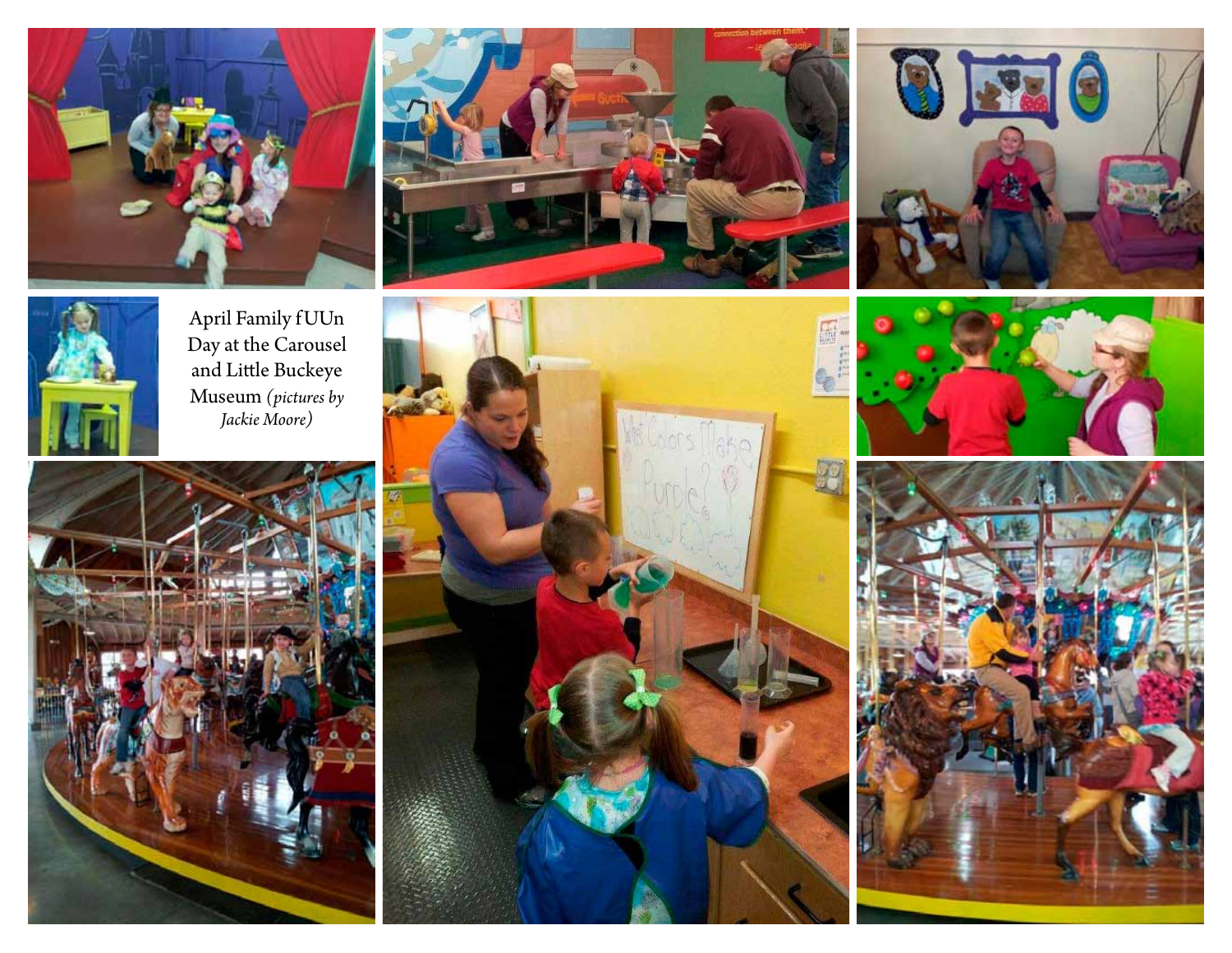April Family fUUn Day at the Carousel and Little Buckeye Museum *(pictures by Jackie Moore)*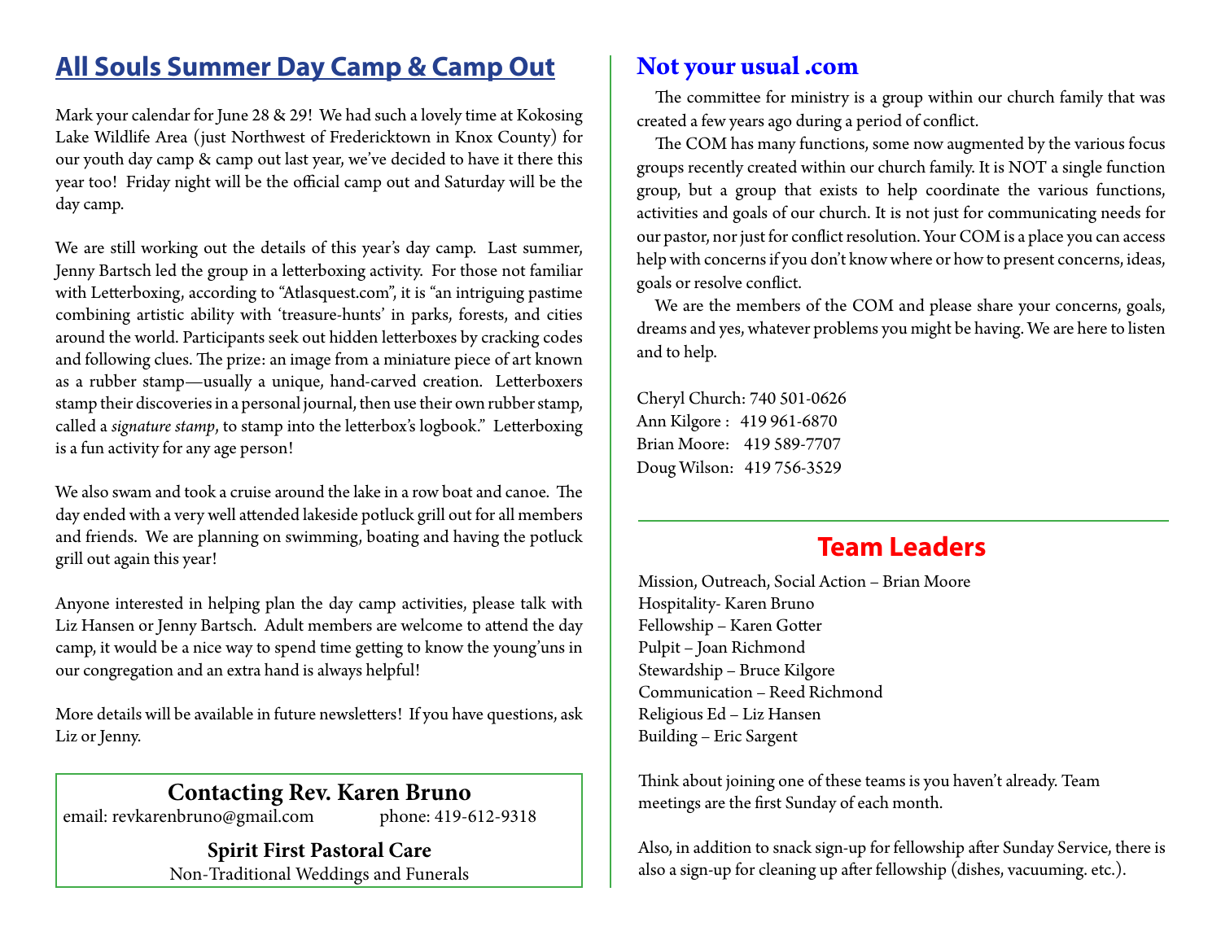## All Souls Summer Day Camp & Camp Out

Mark your calendar for June 28 & 29! We had such a lovely time at Kokosing Lake Wildlife Area (just Northwest of Fredericktown in Knox County) for our youth day camp & camp out last year, we've decided to have it there this year too! Friday night will be the official camp out and Saturday will be the day camp.

We are still working out the details of this year's day camp. Last summer, Jenny Bartsch led the group in a letterboxing activity. For those not familiar with Letterboxing, according to "Atlasquest.com", it is "an intriguing pastime combining artistic ability with 'treasure-hunts' in parks, forests, and cities around the world. Participants seek out hidden letterboxes by cracking codes and following clues. The prize: an image from a miniature piece of art known as a rubber stamp—usually a unique, hand-carved creation. Letterboxers stamp their discoveries in a personal journal, then use their own rubber stamp, called a *signature stamp*, to stamp into the letterbox's logbook." Letterboxing is a fun activity for any age person!

We also swam and took a cruise around the lake in a row boat and canoe. The day ended with a very well attended lakeside potluck grill out for all members and friends. We are planning on swimming, boating and having the potluck grill out again this year!

Anyone interested in helping plan the day camp activities, please talk with Liz Hansen or Jenny Bartsch. Adult members are welcome to attend the day camp, it would be a nice way to spend time getting to know the young'uns in our congregation and an extra hand is always helpful!

More details will be available in future newsletters! If you have questions, ask Liz or Jenny.

**Contacting Rev. Karen Bruno**

email: revkarenbruno@gmail.com phone: 419-612-9318

**Spirit First Pastoral Care**

Non-Traditional Weddings and Funerals

## Not your usual .com

The committee for ministry is a group within our church family that was created a few years ago during a period of conflict.

The COM has many functions, some now augmented by the various focus groups recently created within our church family. It is NOT a single function group, but a group that exists to help coordinate the various functions, activities and goals of our church. It is not just for communicating needs for our pastor, nor just for conflict resolution. Your COM is a place you can access help with concerns if you don't know where or how to present concerns, ideas, goals or resolve conflict.

We are the members of the COM and please share your concerns, goals, dreams and yes, whatever problems you might be having. We are here to listen and to help.

Cheryl Church: 740 501-0626
Ann Kilgore : 419 961-6870
Brian Moore: 419 589-7707
Doug Wilson: 419 756-3529

## Team Leaders

Mission, Outreach, Social Action – Brian Moore
Hospitality- Karen Bruno
Fellowship – Karen Gotter
Pulpit – Joan Richmond
Stewardship – Bruce Kilgore
Communication – Reed Richmond
Religious Ed – Liz Hansen
Building – Eric Sargent

Think about joining one of these teams is you haven't already. Team meetings are the first Sunday of each month.

Also, in addition to snack sign-up for fellowship after Sunday Service, there is also a sign-up for cleaning up after fellowship (dishes, vacuuming. etc.).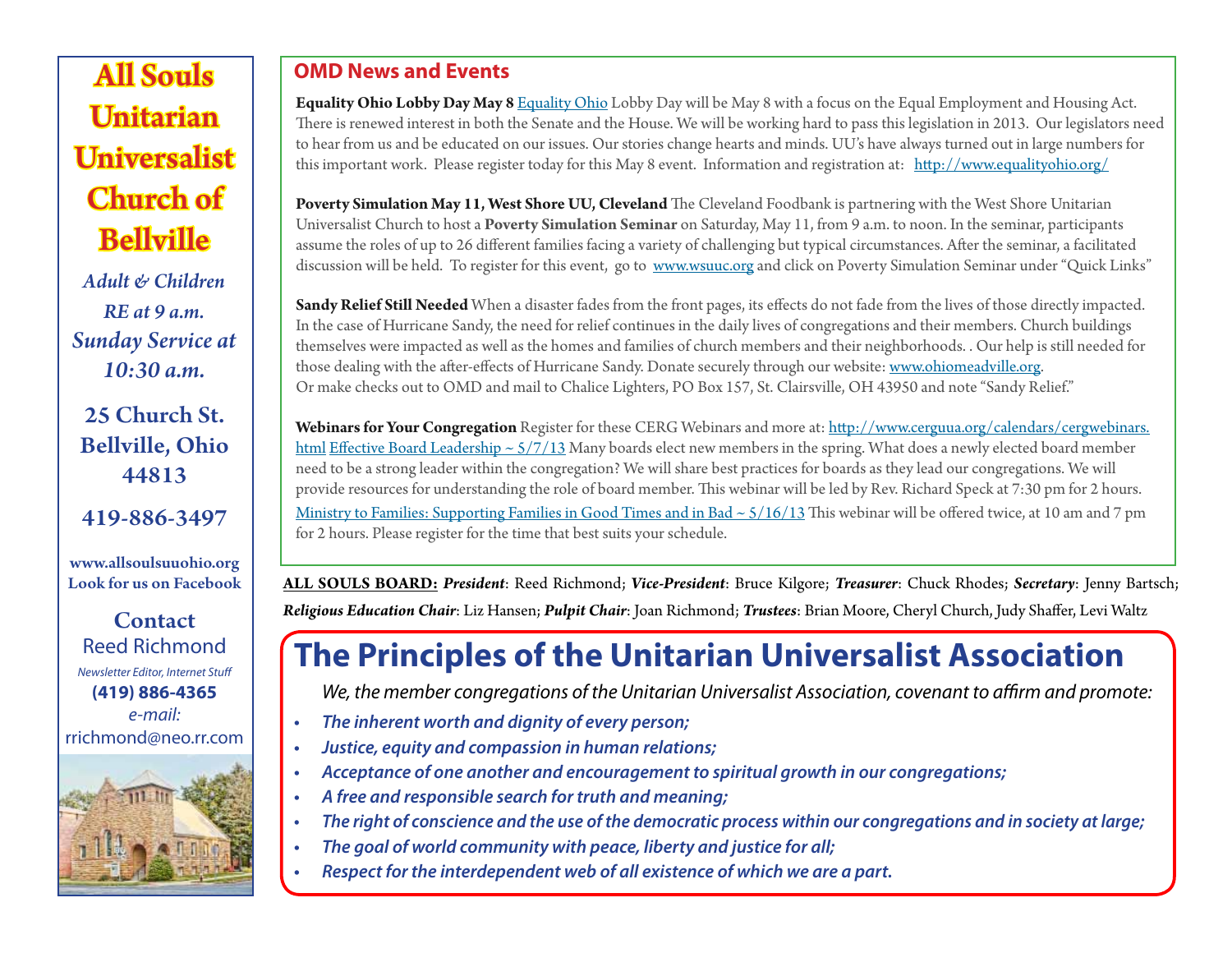# All Souls Unitarian Universalist Church of Bellville

*Adult & Children RE at 9 a.m.*
*Sunday Service at 10:30 a.m.*

**25 Church St.**
**Bellville, Ohio 44813**

**419-886-3497**

**www.allsoulsuuohio.org**
**Look for us on Facebook**

**Contact**
Reed Richmond
*Newsletter Editor, Internet Stuff*
**(419) 886-4365**
*e-mail:*
rrichmond@neo.rr.com

## OMD News and Events

**Equality Ohio Lobby Day May 8** Equality Ohio Lobby Day will be May 8 with a focus on the Equal Employment and Housing Act. There is renewed interest in both the Senate and the House. We will be working hard to pass this legislation in 2013. Our legislators need to hear from us and be educated on our issues. Our stories change hearts and minds. UU's have always turned out in large numbers for this important work. Please register today for this May 8 event. Information and registration at: http://www.equalityohio.org/

**Poverty Simulation May 11, West Shore UU, Cleveland** The Cleveland Foodbank is partnering with the West Shore Unitarian Universalist Church to host a **Poverty Simulation Seminar** on Saturday, May 11, from 9 a.m. to noon. In the seminar, participants assume the roles of up to 26 different families facing a variety of challenging but typical circumstances. After the seminar, a facilitated discussion will be held. To register for this event, go to www.wsuuc.org and click on Poverty Simulation Seminar under "Quick Links"

**Sandy Relief Still Needed** When a disaster fades from the front pages, its effects do not fade from the lives of those directly impacted. In the case of Hurricane Sandy, the need for relief continues in the daily lives of congregations and their members. Church buildings themselves were impacted as well as the homes and families of church members and their neighborhoods. . Our help is still needed for those dealing with the after-effects of Hurricane Sandy. Donate securely through our website: www.ohiomeadville.org.
Or make checks out to OMD and mail to Chalice Lighters, PO Box 157, St. Clairsville, OH 43950 and note "Sandy Relief."

**Webinars for Your Congregation** Register for these CERG Webinars and more at: http://www.cerguua.org/calendars/cergwebinars.html Effective Board Leadership ~ 5/7/13 Many boards elect new members in the spring. What does a newly elected board member need to be a strong leader within the congregation? We will share best practices for boards as they lead our congregations. We will provide resources for understanding the role of board member. This webinar will be led by Rev. Richard Speck at 7:30 pm for 2 hours.
Ministry to Families: Supporting Families in Good Times and in Bad ~ 5/16/13 This webinar will be offered twice, at 10 am and 7 pm for 2 hours. Please register for the time that best suits your schedule.

**ALL SOULS BOARD:** ***President***: Reed Richmond; ***Vice-President***: Bruce Kilgore; ***Treasurer***: Chuck Rhodes; ***Secretary***: Jenny Bartsch; ***Religious Education Chair***: Liz Hansen; ***Pulpit Chair***: Joan Richmond; ***Trustees***: Brian Moore, Cheryl Church, Judy Shaffer, Levi Waltz

## The Principles of the Unitarian Universalist Association

*We, the member congregations of the Unitarian Universalist Association, covenant to affirm and promote:*

- ***The inherent worth and dignity of every person;***
- ***Justice, equity and compassion in human relations;***
- ***Acceptance of one another and encouragement to spiritual growth in our congregations;***
- ***A free and responsible search for truth and meaning;***
- ***The right of conscience and the use of the democratic process within our congregations and in society at large;***
- ***The goal of world community with peace, liberty and justice for all;***
- ***Respect for the interdependent web of all existence of which we are a part.***